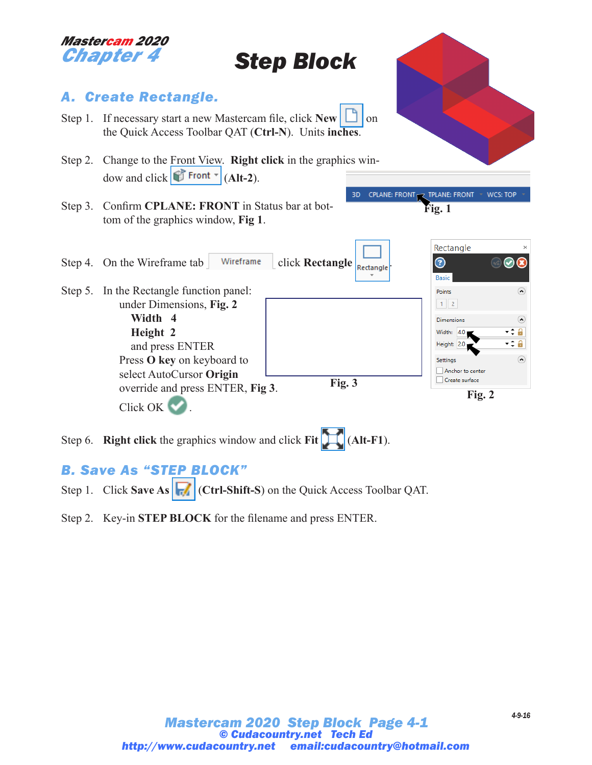**Mastercam 2020**
**Chapter 4**

# Step Block

## A. Create Rectangle.

Step 1. If necessary start a new Mastercam file, click **New** on the Quick Access Toolbar QAT (**Ctrl-N**). Units **inches**.

Step 2. Change to the Front View. **Right click** in the graphics window and click Front (**Alt-2**).

Step 3. Confirm **CPLANE: FRONT** in Status bar at bottom of the graphics window, **Fig 1**.

3D CPLANE: FRONT TPLANE: FRONT WCS: TOP

**Fig. 1**

Step 4. On the Wireframe tab Wireframe click **Rectangle** Rectangle

Step 5. In the Rectangle function panel:
- under Dimensions, **Fig. 2**
  - **Width** 4
  - **Height** 2
  - and press ENTER
- Press **O key** on keyboard to select AutoCursor **Origin** override and press ENTER, **Fig 3**.
- Click OK.

**Fig. 3**

Rectangle
Basic
Points
1 2
Dimensions
Width: 4.0
Height: 2.0
Settings
Anchor to center
Create surface

**Fig. 2**

Step 6. **Right click** the graphics window and click **Fit** (**Alt-F1**).

## B. Save As "STEP BLOCK"

Step 1. Click **Save As** (**Ctrl-Shift-S**) on the Quick Access Toolbar QAT.

Step 2. Key-in **STEP BLOCK** for the filename and press ENTER.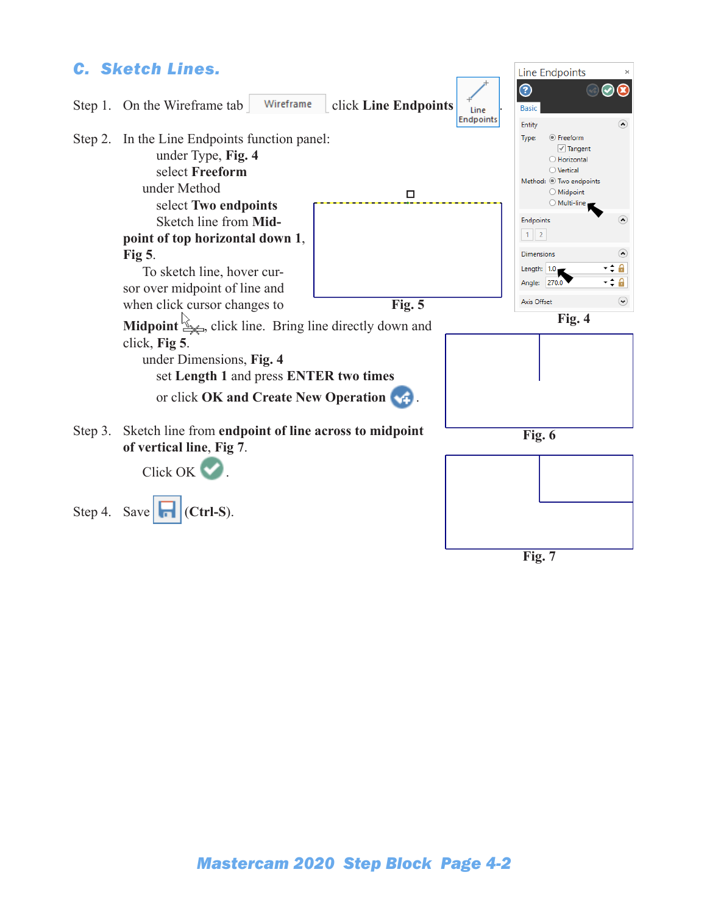## C. Sketch Lines.

Step 1. On the Wireframe tab Wireframe click **Line Endpoints** Line Endpoints.

Step 2. In the Line Endpoints function panel:
under Type, **Fig. 4**
select **Freeform**
under Method
select **Two endpoints**
Sketch line from **Mid-point of top horizontal down 1**, **Fig 5**.
To sketch line, hover cursor over midpoint of line and when click cursor changes to **Midpoint**, click line. Bring line directly down and click, **Fig 5**.
under Dimensions, **Fig. 4**
set **Length 1** and press **ENTER two times**
or click **OK and Create New Operation**.

Fig. 5

Line Endpoints

Basic

Entity

Type: Freeform
Tangent
Horizontal
Vertical

Method: Two endpoints
Midpoint
Multi-line

Endpoints

1 2

Dimensions

Length: 1.0

Angle: 270.0

Axis Offset

**Fig. 4**

**Fig. 6**

Step 3. Sketch line from **endpoint of line across to midpoint of vertical line**, **Fig 7**.
Click OK.

**Fig. 7**

Step 4. Save **(Ctrl-S)**.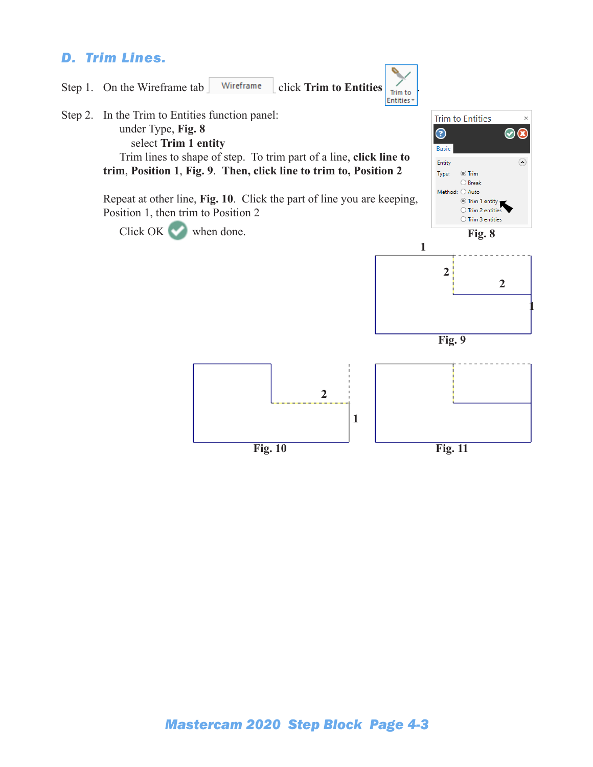## D. Trim Lines.

Step 1. On the Wireframe tab Wireframe click **Trim to Entities** Trim to Entities.

Step 2. In the Trim to Entities function panel:

under Type, **Fig. 8**

select **Trim 1 entity**

Trim lines to shape of step. To trim part of a line, **click line to trim**, **Position 1**, **Fig. 9**. **Then, click line to trim to, Position 2**

Repeat at other line, **Fig. 10**. Click the part of line you are keeping, Position 1, then trim to Position 2

Click OK when done.

Trim to Entities

Basic

Entity

Type: Trim / Break

Method: Auto / Trim 1 entity / Trim 2 entities / Trim 3 entities

**Fig. 8**

**Fig. 9**

**Fig. 10**

**Fig. 11**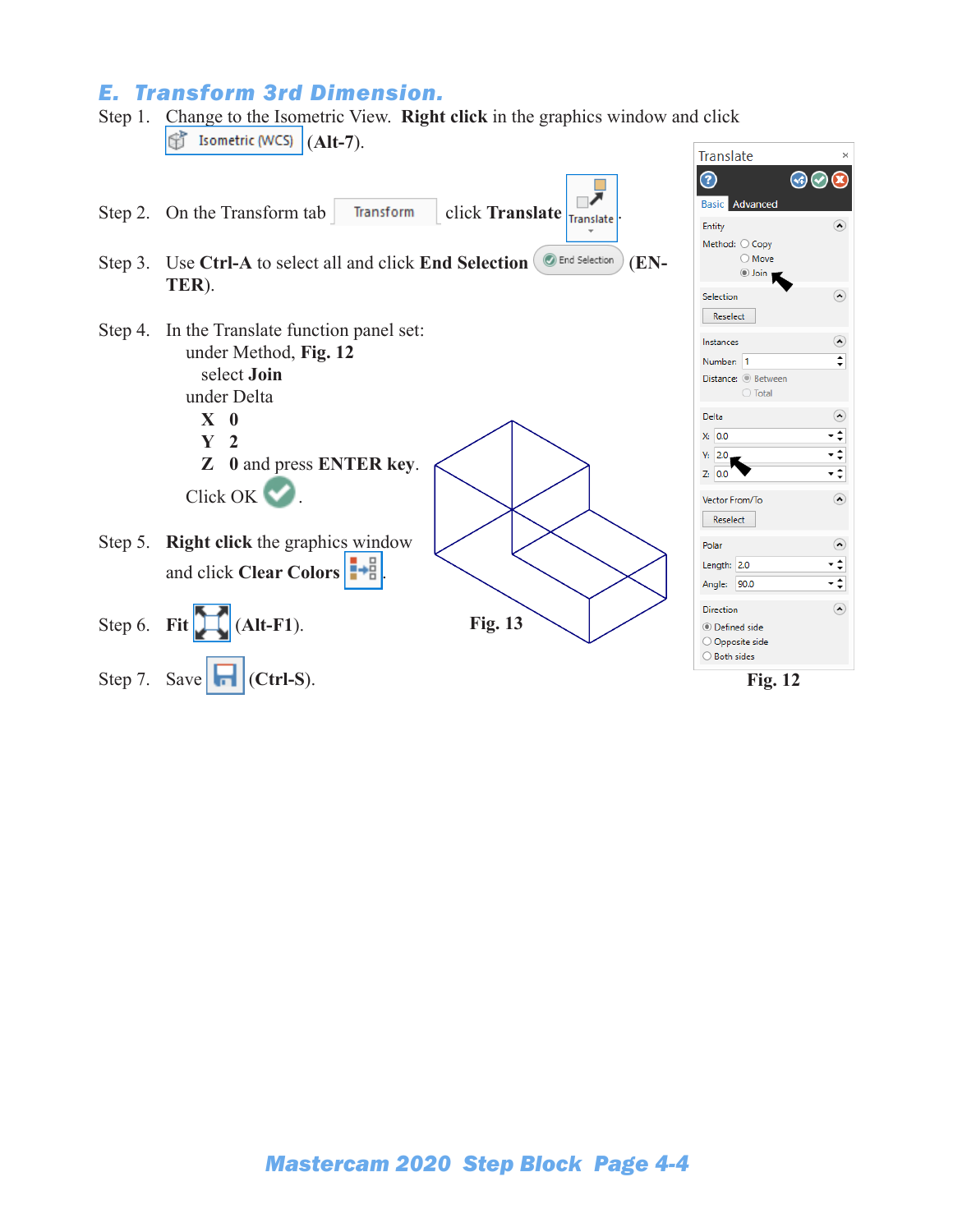## E. Transform 3rd Dimension.

Step 1. Change to the Isometric View. **Right click** in the graphics window and click Isometric (WCS) (**Alt-7**).

Step 2. On the Transform tab Transform click **Translate** Translate.

Step 3. Use **Ctrl-A** to select all and click **End Selection** End Selection (**ENTER**).

Step 4. In the Translate function panel set:
   under Method, **Fig. 12**
      select **Join**
   under Delta
      **X** **0**
      **Y** **2**
      **Z** **0** and press **ENTER key**.
   Click OK.

Step 5. **Right click** the graphics window and click **Clear Colors**.

Step 6. **Fit** (**Alt-F1**).

Step 7. Save (**Ctrl-S**).

**Fig. 13**

Translate

Basic Advanced

Entity
Method: Copy
Move
Join

Selection
Reselect

Instances
Number: 1
Distance: Between
Total

Delta
X: 0.0
Y: 2.0
Z: 0.0

Vector From/To
Reselect

Polar
Length: 2.0
Angle: 90.0

Direction
Defined side
Opposite side
Both sides

**Fig. 12**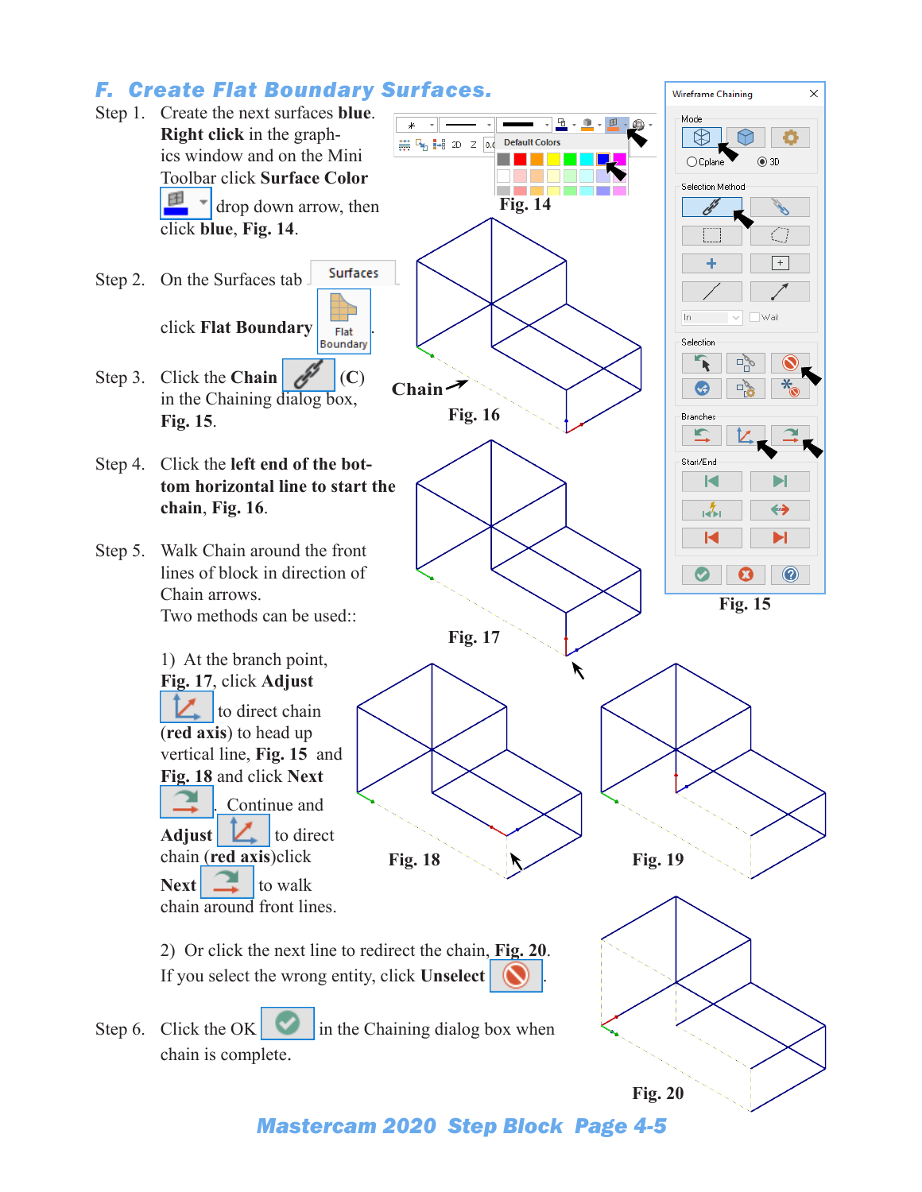## F. Create Flat Boundary Surfaces.

Step 1. Create the next surfaces **blue**. **Right click** in the graphics window and on the Mini Toolbar click **Surface Color** drop down arrow, then click **blue**, **Fig. 14**.

Fig. 14

Step 2. On the Surfaces tab click **Flat Boundary**.

Step 3. Click the **Chain** (C) in the Chaining dialog box, **Fig. 15**.

Step 4. Click the **left end of the bottom horizontal line to start the chain**, **Fig. 16**.

Chain

Fig. 16

Step 5. Walk Chain around the front lines of block in direction of Chain arrows.
Two methods can be used::

1) At the branch point, **Fig. 17**, click **Adjust** to direct chain (**red axis**) to head up vertical line, **Fig. 15** and **Fig. 18** and click **Next**. Continue and **Adjust** to direct chain (**red axis**)click **Next** to walk chain around front lines.

Fig. 17

Fig. 15

Fig. 18

Fig. 19

2) Or click the next line to redirect the chain, **Fig. 20**.
If you select the wrong entity, click **Unselect**.

Step 6. Click the OK in the Chaining dialog box when chain is complete.

Fig. 20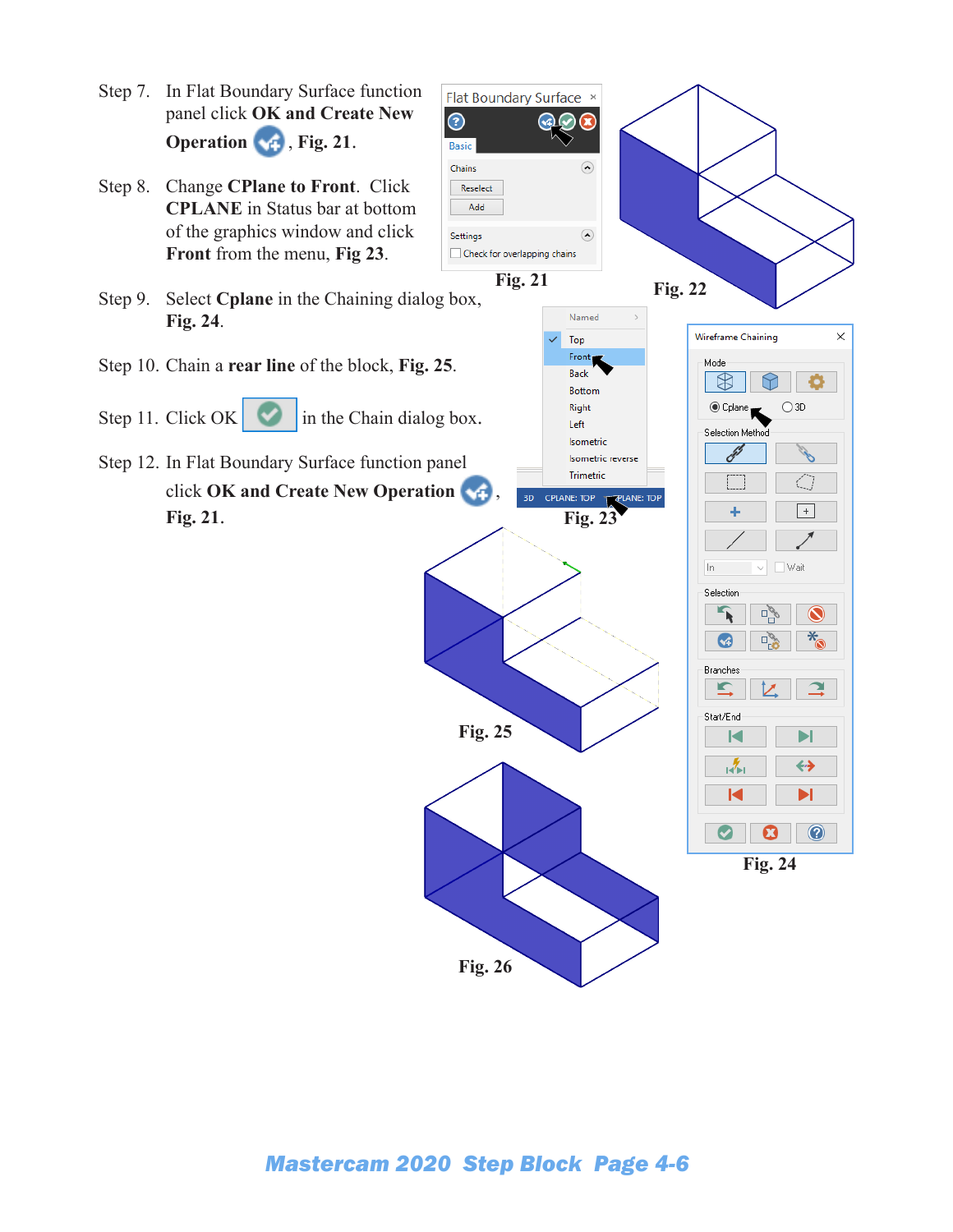Step 7. In Flat Boundary Surface function panel click **OK and Create New Operation**, **Fig. 21**.

Step 8. Change **CPlane to Front**. Click **CPLANE** in Status bar at bottom of the graphics window and click **Front** from the menu, **Fig 23**.

Step 9. Select **Cplane** in the Chaining dialog box, **Fig. 24**.

Step 10. Chain a **rear line** of the block, **Fig. 25**.

Step 11. Click OK in the Chain dialog box.

Step 12. In Flat Boundary Surface function panel click **OK and Create New Operation**, **Fig. 21**.

**Fig. 21**

**Fig. 22**

**Fig. 23**

**Fig. 24**

**Fig. 25**

**Fig. 26**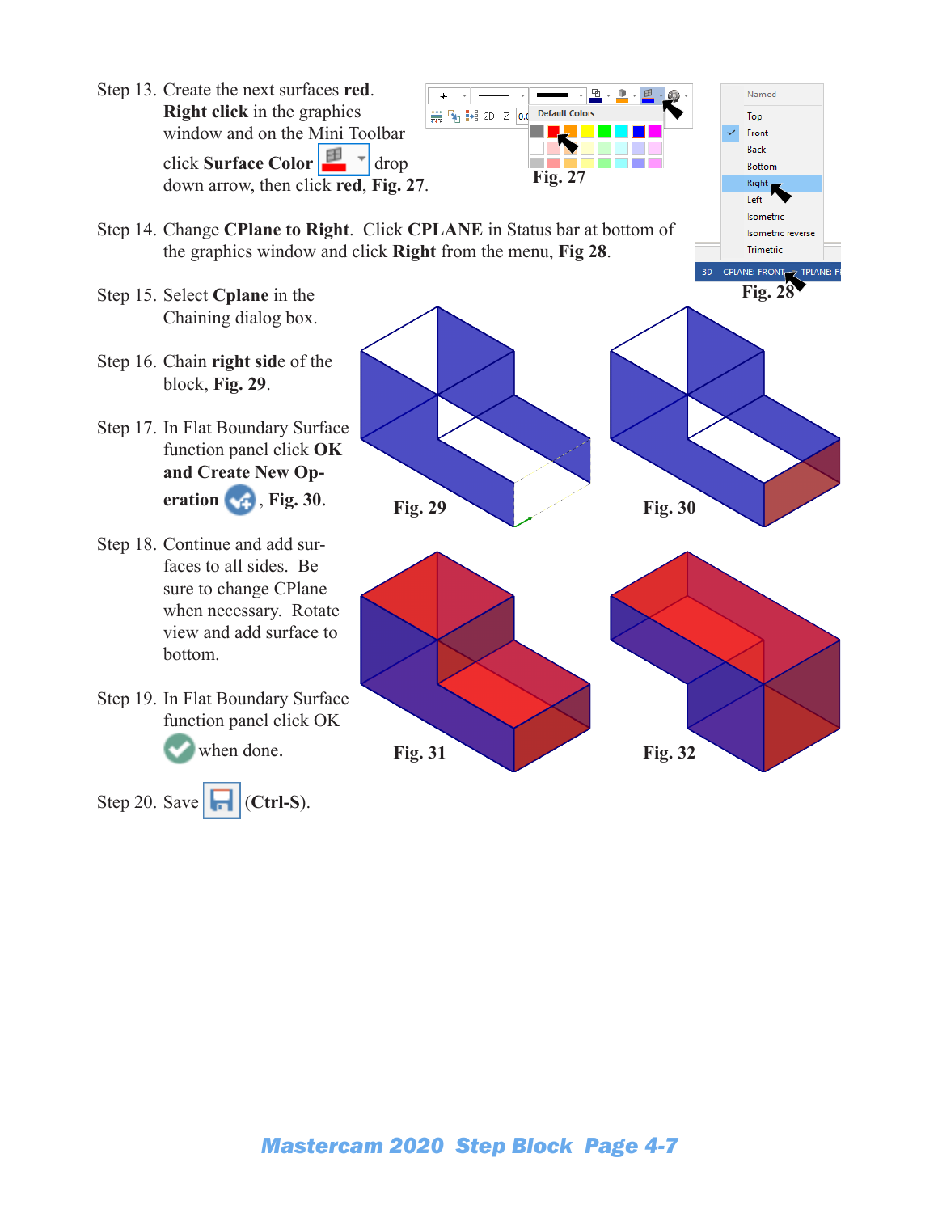Step 13. Create the next surfaces **red**. **Right click** in the graphics window and on the Mini Toolbar click **Surface Color** drop down arrow, then click **red**, **Fig. 27**.

**Fig. 27**

Step 14. Change **CPlane to Right**. Click **CPLANE** in Status bar at bottom of the graphics window and click **Right** from the menu, **Fig 28**.

**Fig. 28**

Step 15. Select **Cplane** in the Chaining dialog box.

Step 16. Chain **right side** of the block, **Fig. 29**.

Step 17. In Flat Boundary Surface function panel click **OK and Create New Operation**, **Fig. 30**.

**Fig. 29**

**Fig. 30**

Step 18. Continue and add surfaces to all sides. Be sure to change CPlane when necessary. Rotate view and add surface to bottom.

Step 19. In Flat Boundary Surface function panel click OK when done.

**Fig. 31**

**Fig. 32**

Step 20. Save **(Ctrl-S)**.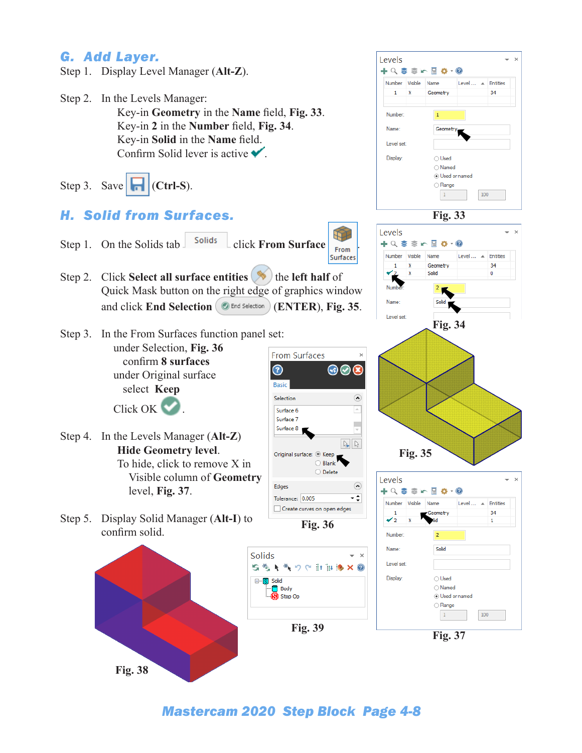## G. Add Layer.

Step 1. Display Level Manager (**Alt-Z**).

Step 2. In the Levels Manager:
Key-in **Geometry** in the **Name** field, **Fig. 33**.
Key-in **2** in the **Number** field, **Fig. 34**.
Key-in **Solid** in the **Name** field.
Confirm Solid lever is active ✔.

Step 3. Save (**Ctrl-S**).

Fig. 33

Fig. 34

## H. Solid from Surfaces.

Step 1. On the Solids tab click **From Surface**

Step 2. Click **Select all surface entities** the **left half** of Quick Mask button on the right edge of graphics window and click **End Selection** (**ENTER**), **Fig. 35**.

Step 3. In the From Surfaces function panel set:
under Selection, **Fig. 36**
confirm **8 surfaces**
under Original surface
select **Keep**
Click OK.

Fig. 35

Fig. 36

Step 4. In the Levels Manager (**Alt-Z**)
**Hide Geometry level**.
To hide, click to remove X in Visible column of **Geometry** level, **Fig. 37**.

Step 5. Display Solid Manager (**Alt-I**) to confirm solid.

Fig. 37

Fig. 38

Fig. 39